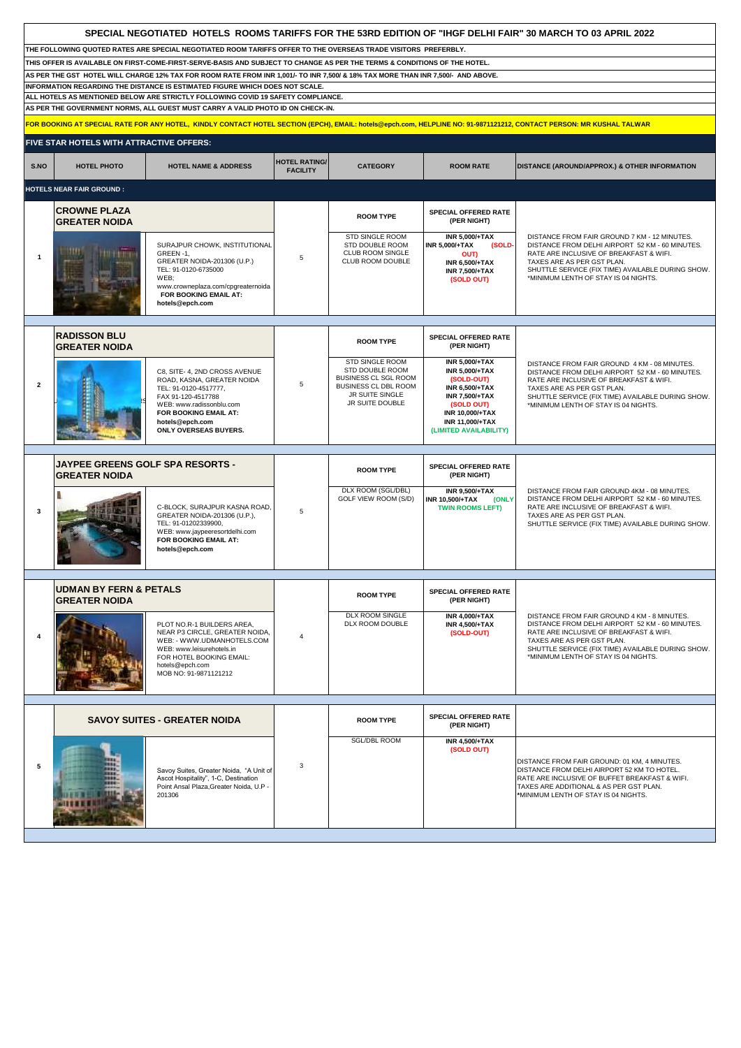# SPECIAL NEGOTIATED HOTELS ROOMS TARIFFS FOR THE 53RD EDITION OF "IHGF DELHI FAIR" 30 MARCH TO 03 APRIL 2022

**THE FOLLOWING QUOTED RATES ARE SPECIAL NEGOTIATED ROOM TARIFFS OFFER TO THE OVERSEAS TRADE VISITORS PREFERBLY.**

**THIS OFFER IS AVAILABLE ON FIRST-COME-FIRST-SERVE-BASIS AND SUBJECT TO CHANGE AS PER THE TERMS & CONDITIONS OF THE HOTEL.**

**AS PER THE GST HOTEL WILL CHARGE 12% TAX FOR ROOM RATE FROM INR 1,001/- TO INR 7,500/ & 18% TAX MORE THAN INR 7,500/- AND ABOVE.**

**INFORMATION REGARDING THE DISTANCE IS ESTIMATED FIGURE WHICH DOES NOT SCALE.**

**ALL HOTELS AS MENTIONED BELOW ARE STRICTLY FOLLOWING COVID 19 SAFETY COMPLIANCE.**

**AS PER THE GOVERNMENT NORMS, ALL GUEST MUST CARRY A VALID PHOTO ID ON CHECK-IN.**

**FOR BOOKING AT SPECIAL RATE FOR ANY HOTEL, KINDLY CONTACT HOTEL SECTION (EPCH), EMAIL: hotels@epch.com, HELPLINE NO: 91-9871121212, CONTACT PERSON: MR KUSHAL TALWAR**

## FIVE STAR HOTELS WITH ATTRACTIVE OFFERS:

| S.NO | HOTEL PHOTO | HOTEL NAME & ADDRESS | HOTEL RATING/ FACILITY | CATEGORY | ROOM RATE | DISTANCE (AROUND/APPROX.) & OTHER INFORMATION |
|---|---|---|---|---|---|---|
| **HOTELS NEAR FAIR GROUND :** | | | | | | |
| 1 | | **CROWNE PLAZA GREATER NOIDA**<br>SURAJPUR CHOWK, INSTITUTIONAL GREEN -1, GREATER NOIDA-201306 (U.P.)<br>TEL: 91-0120-6735000<br>WEB; www.crowneplaza.com/cpgreaternoida<br>**FOR BOOKING EMAIL AT: hotels@epch.com** | 5 | **ROOM TYPE**<br>STD SINGLE ROOM<br>STD DOUBLE ROOM<br>CLUB ROOM SINGLE<br>CLUB ROOM DOUBLE | **SPECIAL OFFERED RATE (PER NIGHT)**<br>INR 5,000/+TAX<br>INR 5,000/+TAX (SOLD-OUT)<br>INR 6,500/+TAX<br>INR 7,500/+TAX (SOLD OUT) | DISTANCE FROM FAIR GROUND 7 KM - 12 MINUTES.<br>DISTANCE FROM DELHI AIRPORT 52 KM - 60 MINUTES.<br>RATE ARE INCLUSIVE OF BREAKFAST & WIFI.<br>TAXES ARE AS PER GST PLAN.<br>SHUTTLE SERVICE (FIX TIME) AVAILABLE DURING SHOW.<br>*MINIMUM LENTH OF STAY IS 04 NIGHTS. |
| 2 | | **RADISSON BLU GREATER NOIDA**<br>C8, SITE- 4, 2ND CROSS AVENUE ROAD, KASNA, GREATER NOIDA<br>TEL: 91-0120-4517777,<br>FAX 91-120-4517788<br>WEB: www.radissonblu.com<br>**FOR BOOKING EMAIL AT: hotels@epch.com**<br>**ONLY OVERSEAS BUYERS.** | 5 | **ROOM TYPE**<br>STD SINGLE ROOM<br>STD DOUBLE ROOM<br>BUSINESS CL SGL ROOM<br>BUSINESS CL DBL ROOM<br>JR SUITE SINGLE<br>JR SUITE DOUBLE | **SPECIAL OFFERED RATE (PER NIGHT)**<br>INR 5,000/+TAX<br>INR 5,000/+TAX (SOLD-OUT)<br>INR 6,500/+TAX<br>INR 7,500/+TAX (SOLD OUT)<br>INR 10,000/+TAX<br>INR 11,000/+TAX (LIMITED AVAILABILITY) | DISTANCE FROM FAIR GROUND 4 KM - 08 MINUTES.<br>DISTANCE FROM DELHI AIRPORT 52 KM - 60 MINUTES.<br>RATE ARE INCLUSIVE OF BREAKFAST & WIFI.<br>TAXES ARE AS PER GST PLAN.<br>SHUTTLE SERVICE (FIX TIME) AVAILABLE DURING SHOW.<br>*MINIMUM LENTH OF STAY IS 04 NIGHTS. |
| 3 | | **JAYPEE GREENS GOLF SPA RESORTS - GREATER NOIDA**<br>C-BLOCK, SURAJPUR KASNA ROAD, GREATER NOIDA-201306 (U.P.),<br>TEL: 91-01202339900,<br>WEB: www.jaypeeresortdelhi.com<br>**FOR BOOKING EMAIL AT: hotels@epch.com** | 5 | **ROOM TYPE**<br>DLX ROOM (SGL/DBL)<br>GOLF VIEW ROOM (S/D) | **SPECIAL OFFERED RATE (PER NIGHT)**<br>INR 9,500/+TAX<br>INR 10,500/+TAX (ONLY TWIN ROOMS LEFT) | DISTANCE FROM FAIR GROUND 4KM - 08 MINUTES.<br>DISTANCE FROM DELHI AIRPORT 52 KM - 60 MINUTES.<br>RATE ARE INCLUSIVE OF BREAKFAST & WIFI.<br>TAXES ARE AS PER GST PLAN.<br>SHUTTLE SERVICE (FIX TIME) AVAILABLE DURING SHOW. |
| 4 | | **UDMAN BY FERN & PETALS GREATER NOIDA**<br>PLOT NO.R-1 BUILDERS AREA, NEAR P3 CIRCLE, GREATER NOIDA,<br>WEB: - WWW.UDMANHOTELS.COM<br>WEB: www.leisurehotels.in<br>FOR HOTEL BOOKING EMAIL: hotels@epch.com<br>MOB NO: 91-9871121212 | 4 | **ROOM TYPE**<br>DLX ROOM SINGLE<br>DLX ROOM DOUBLE | **SPECIAL OFFERED RATE (PER NIGHT)**<br>INR 4,000/+TAX<br>INR 4,500/+TAX (SOLD-OUT) | DISTANCE FROM FAIR GROUND 4 KM - 8 MINUTES.<br>DISTANCE FROM DELHI AIRPORT 52 KM - 60 MINUTES.<br>RATE ARE INCLUSIVE OF BREAKFAST & WIFI.<br>TAXES ARE AS PER GST PLAN.<br>SHUTTLE SERVICE (FIX TIME) AVAILABLE DURING SHOW.<br>*MINIMUM LENTH OF STAY IS 04 NIGHTS. |
| 5 | | **SAVOY SUITES - GREATER NOIDA**<br>Savoy Suites, Greater Noida, "A Unit of Ascot Hospitality", 1-C, Destination Point Ansal Plaza,Greater Noida, U.P - 201306 | 3 | **ROOM TYPE**<br>SGL/DBL ROOM | **SPECIAL OFFERED RATE (PER NIGHT)**<br>INR 4,500/+TAX (SOLD OUT) | DISTANCE FROM FAIR GROUND: 01 KM, 4 MINUTES.<br>DISTANCE FROM DELHI AIRPORT 52 KM TO HOTEL.<br>RATE ARE INCLUSIVE OF BUFFET BREAKFAST & WIFI.<br>TAXES ARE ADDITIONAL & AS PER GST PLAN.<br>*MINIMUM LENTH OF STAY IS 04 NIGHTS. |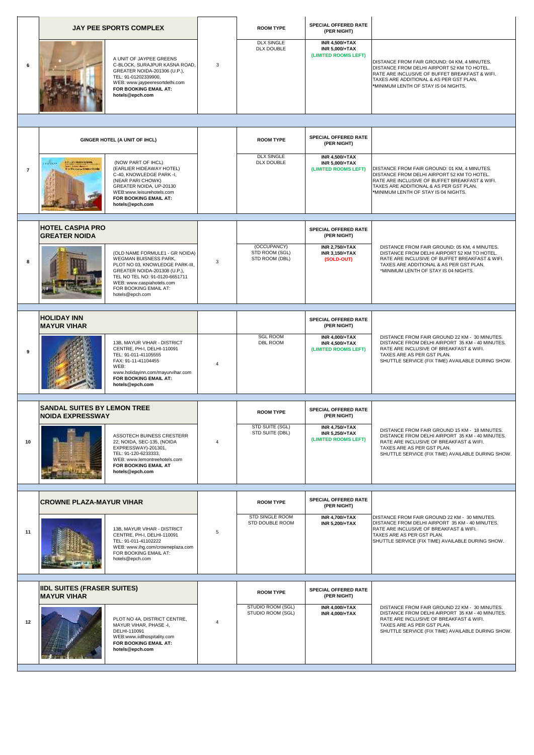| No. | Hotel | Details | Star | Room Type | Special Offered Rate (Per Night) | Remarks |
|---|---|---|---|---|---|---|
| 6 | **JAY PEE SPORTS COMPLEX** | A UNIT OF JAYPEE GREENS C-BLOCK, SURAJPUR KASNA ROAD, GREATER NOIDA-201306 (U.P.), TEL: 91-01202339900, WEB: www.jaypeeresortdelhi.com **FOR BOOKING EMAIL AT: hotels@epch.com** | 3 | DLX SINGLE<br>DLX DOUBLE | **INR 4,500/+TAX**<br>**INR 5,000/+TAX**<br>**(LIMITED ROOMS LEFT)** | DISTANCE FROM FAIR GROUND: 04 KM, 4 MINUTES. DISTANCE FROM DELHI AIRPORT 52 KM TO HOTEL. RATE ARE INCLUSIVE OF BUFFET BREAKFAST & WIFI. TAXES ARE ADDITIONAL & AS PER GST PLAN. *MINIMUM LENTH OF STAY IS 04 NIGHTS. |
| 7 | **GINGER HOTEL (A UNIT OF IHCL)** | (NOW PART OF IHCL) (EARLIER HIDEAWAY HOTEL) C-40, KNOWLEDGE PARK -I, (NEAR PARI CHOWK) GREATER NOIDA, UP-20130 WEB:www.leisurehotels.com **FOR BOOKING EMAIL AT: hotels@epch.com** | | DLX SINGLE<br>DLX DOUBLE | **INR 4,500/+TAX**<br>**INR 5,000/+TAX**<br>**(LIMITED ROOMS LEFT)** | DISTANCE FROM FAIR GROUND: 01 KM, 4 MINUTES. DISTANCE FROM DELHI AIRPORT 52 KM TO HOTEL. RATE ARE INCLUSIVE OF BUFFET BREAKFAST & WIFI. TAXES ARE ADDITIONAL & AS PER GST PLAN. *MINIMUM LENTH OF STAY IS 04 NIGHTS. |
| 8 | **HOTEL CASPIA PRO GREATER NOIDA** | (OLD NAME FORMULE1 - GR NOIDA) WEGMAN BUISNESS PARK, PLOT NO 03, KNOWLEDGE PARK-III, GREATER NOIDA-201308 (U.P.), TEL NO TEL NO: 91-0120-6651711 WEB: www.caspiahotels.com FOR BOOKING EMAIL AT: hotels@epch.com | 3 | (OCCUPANCY)<br>STD ROOM (SGL)<br>STD ROOM (DBL) | **INR 2,750/+TAX**<br>**INR 3,150/+TAX**<br>**(SOLD-OUT)** | DISTANCE FROM FAIR GROUND: 05 KM, 4 MINUTES. DISTANCE FROM DELHI AIRPORT 52 KM TO HOTEL. RATE ARE INCLUSIVE OF BUFFET BREAKFAST & WIFI. TAXES ARE ADDITIONAL & AS PER GST PLAN. *MINIMUM LENTH OF STAY IS 04 NIGHTS. |
| 9 | **HOLIDAY INN MAYUR VIHAR** | 13B, MAYUR VIHAR - DISTRICT CENTRE, PH-I, DELHI-110091 TEL: 91-011-41105555 FAX: 91-11-41104455 WEB: www.holidayinn.com/mayurvihar.com **FOR BOOKING EMAIL AT: hotels@epch.com** | 4 | SGL ROOM<br>DBL ROOM | **INR 4,000/+TAX**<br>**INR 4,500/+TAX**<br>**(LIMITED ROOMS LEFT)** | DISTANCE FROM FAIR GROUND 22 KM - 30 MINUTES. DISTANCE FROM DELHI AIRPORT 35 KM - 40 MINUTES. RATE ARE INCLUSIVE OF BREAKFAST & WIFI. TAXES ARE AS PER GST PLAN. SHUTTLE SERVICE (FIX TIME) AVAILABLE DURING SHOW. |
| 10 | **SANDAL SUITES BY LEMON TREE NOIDA EXPRESSWAY** | ASSOTECH BUINESS CRESTERR 22, NOIDA, SEC-135, (NOIDA EXPRESSWAY)-201301, TEL: 91-120-6233333, WEB: www.lemontreehotels.com **FOR BOOKING EMAIL AT hotels@epch.com** | 4 | STD SUITE (SGL)<br>STD SUITE (DBL) | **INR 4,750/+TAX**<br>**INR 5,250/+TAX**<br>**(LIMITED ROOMS LEFT)** | DISTANCE FROM FAIR GROUND 15 KM - 18 MINUTES. DISTANCE FROM DELHI AIRPORT 35 KM - 40 MINUTES. RATE ARE INCLUSIVE OF BREAKFAST & WIFI. TAXES ARE AS PER GST PLAN. SHUTTLE SERVICE (FIX TIME) AVAILABLE DURING SHOW. |
| 11 | **CROWNE PLAZA-MAYUR VIHAR** | 13B, MAYUR VIHAR - DISTRICT CENTRE, PH-I, DELHI-110091 TEL: 91-011-41102222 WEB: www.ihg.com/crowneplaza.com FOR BOOKING EMAIL AT: hotels@epch.com | 5 | STD SINGLE ROOM<br>STD DOUBLE ROOM | **INR 4,700/+TAX**<br>**INR 5,200/+TAX** | DISTANCE FROM FAIR GROUND 22 KM - 30 MINUTES. DISTANCE FROM DELHI AIRPORT 35 KM - 40 MINUTES. RATE ARE INCLUSIVE OF BREAKFAST & WIFI. TAXES ARE AS PER GST PLAN. SHUTTLE SERVICE (FIX TIME) AVAILABLE DURING SHOW. |
| 12 | **IIDL SUITES (FRASER SUITES) MAYUR VIHAR** | PLOT NO 4A, DISTRICT CENTRE, MAYUR VIHAR, PHASE -I, DELHI-110091 WEB:www.iidlhospitality.com **FOR BOOKING EMAIL AT: hotels@epch.com** | 4 | STUDIO ROOM (SGL)<br>STUDIO ROOM (SGL) | **INR 4,000/+TAX**<br>**INR 4,000/+TAX** | DISTANCE FROM FAIR GROUND 22 KM - 30 MINUTES. DISTANCE FROM DELHI AIRPORT 35 KM - 40 MINUTES. RATE ARE INCLUSIVE OF BREAKFAST & WIFI. TAXES ARE AS PER GST PLAN. SHUTTLE SERVICE (FIX TIME) AVAILABLE DURING SHOW. |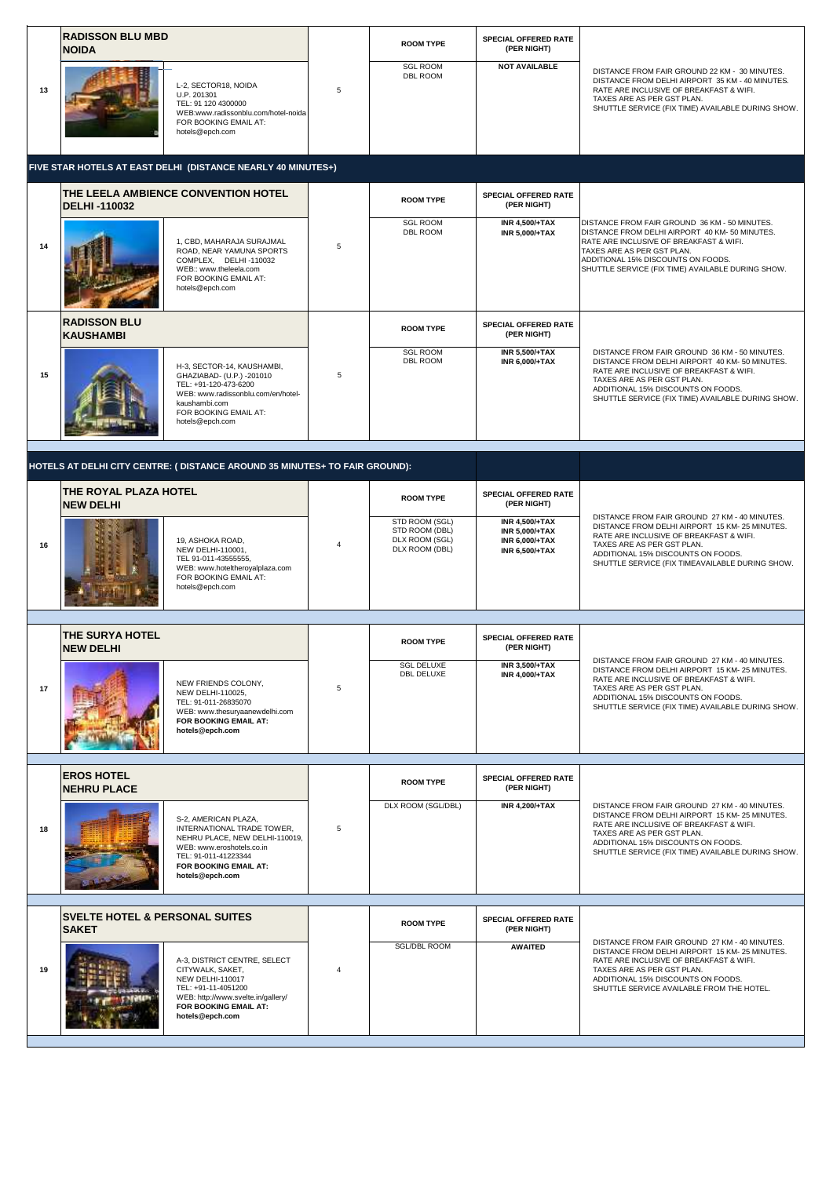| No. | Hotel | Address | Star | ROOM TYPE | SPECIAL OFFERED RATE (PER NIGHT) | Details |
|---|---|---|---|---|---|---|
| 13 | **RADISSON BLU MBD NOIDA** | L-2, SECTOR18, NOIDA U.P. 201301 TEL: 91 120 4300000 WEB:www.radissonblu.com/hotel-noida FOR BOOKING EMAIL AT: hotels@epch.com | 5 | SGL ROOM DBL ROOM | **NOT AVAILABLE** | DISTANCE FROM FAIR GROUND 22 KM - 30 MINUTES. DISTANCE FROM DELHI AIRPORT 35 KM - 40 MINUTES. RATE ARE INCLUSIVE OF BREAKFAST & WIFI. TAXES ARE AS PER GST PLAN. SHUTTLE SERVICE (FIX TIME) AVAILABLE DURING SHOW. |
| | **FIVE STAR HOTELS AT EAST DELHI (DISTANCE NEARLY 40 MINUTES+)** | | | | | |
| 14 | **THE LEELA AMBIENCE CONVENTION HOTEL DELHI -110032** | 1, CBD, MAHARAJA SURAJMAL ROAD, NEAR YAMUNA SPORTS COMPLEX, DELHI -110032 WEB:: www.theleela.com FOR BOOKING EMAIL AT: hotels@epch.com | 5 | SGL ROOM DBL ROOM | **INR 4,500/+TAX INR 5,000/+TAX** | DISTANCE FROM FAIR GROUND 36 KM - 50 MINUTES. DISTANCE FROM DELHI AIRPORT 40 KM- 50 MINUTES. RATE ARE INCLUSIVE OF BREAKFAST & WIFI. TAXES ARE AS PER GST PLAN. ADDITIONAL 15% DISCOUNTS ON FOODS. SHUTTLE SERVICE (FIX TIME) AVAILABLE DURING SHOW. |
| 15 | **RADISSON BLU KAUSHAMBI** | H-3, SECTOR-14, KAUSHAMBI, GHAZIABAD- (U.P.) -201010 TEL: +91-120-473-6200 WEB: www.radissonblu.com/en/hotel-kaushambi.com FOR BOOKING EMAIL AT: hotels@epch.com | 5 | SGL ROOM DBL ROOM | **INR 5,500/+TAX INR 6,000/+TAX** | DISTANCE FROM FAIR GROUND 36 KM - 50 MINUTES. DISTANCE FROM DELHI AIRPORT 40 KM- 50 MINUTES. RATE ARE INCLUSIVE OF BREAKFAST & WIFI. TAXES ARE AS PER GST PLAN. ADDITIONAL 15% DISCOUNTS ON FOODS. SHUTTLE SERVICE (FIX TIME) AVAILABLE DURING SHOW. |
| | **HOTELS AT DELHI CITY CENTRE: ( DISTANCE AROUND 35 MINUTES+ TO FAIR GROUND):** | | | | | |
| 16 | **THE ROYAL PLAZA HOTEL NEW DELHI** | 19, ASHOKA ROAD, NEW DELHI-110001, TEL 91-011-43555555, WEB: www.hoteltheroyalplaza.com FOR BOOKING EMAIL AT: hotels@epch.com | 4 | STD ROOM (SGL) STD ROOM (DBL) DLX ROOM (SGL) DLX ROOM (DBL) | **INR 4,500/+TAX INR 5,000/+TAX INR 6,000/+TAX INR 6,500/+TAX** | DISTANCE FROM FAIR GROUND 27 KM - 40 MINUTES. DISTANCE FROM DELHI AIRPORT 15 KM- 25 MINUTES. RATE ARE INCLUSIVE OF BREAKFAST & WIFI. TAXES ARE AS PER GST PLAN. ADDITIONAL 15% DISCOUNTS ON FOODS. SHUTTLE SERVICE (FIX TIMEAVAILABLE DURING SHOW. |
| 17 | **THE SURYA HOTEL NEW DELHI** | NEW FRIENDS COLONY, NEW DELHI-110025, TEL: 91-011-26835070 WEB: www.thesuryaanewdelhi.com **FOR BOOKING EMAIL AT: hotels@epch.com** | 5 | SGL DELUXE DBL DELUXE | **INR 3,500/+TAX INR 4,000/+TAX** | DISTANCE FROM FAIR GROUND 27 KM - 40 MINUTES. DISTANCE FROM DELHI AIRPORT 15 KM- 25 MINUTES. RATE ARE INCLUSIVE OF BREAKFAST & WIFI. TAXES ARE AS PER GST PLAN. ADDITIONAL 15% DISCOUNTS ON FOODS. SHUTTLE SERVICE (FIX TIME) AVAILABLE DURING SHOW. |
| 18 | **EROS HOTEL NEHRU PLACE** | S-2, AMERICAN PLAZA, INTERNATIONAL TRADE TOWER, NEHRU PLACE, NEW DELHI-110019, WEB: www.eroshotels.co.in TEL: 91-011-41223344 **FOR BOOKING EMAIL AT: hotels@epch.com** | 5 | DLX ROOM (SGL/DBL) | **INR 4,200/+TAX** | DISTANCE FROM FAIR GROUND 27 KM - 40 MINUTES. DISTANCE FROM DELHI AIRPORT 15 KM- 25 MINUTES. RATE ARE INCLUSIVE OF BREAKFAST & WIFI. TAXES ARE AS PER GST PLAN. ADDITIONAL 15% DISCOUNTS ON FOODS. SHUTTLE SERVICE (FIX TIME) AVAILABLE DURING SHOW. |
| 19 | **SVELTE HOTEL & PERSONAL SUITES SAKET** | A-3, DISTRICT CENTRE, SELECT CITYWALK, SAKET, NEW DELHI-110017 TEL: +91-11-4051200 WEB: http://www.svelte.in/gallery/ **FOR BOOKING EMAIL AT: hotels@epch.com** | 4 | SGL/DBL ROOM | **AWAITED** | DISTANCE FROM FAIR GROUND 27 KM - 40 MINUTES. DISTANCE FROM DELHI AIRPORT 15 KM- 25 MINUTES. RATE ARE INCLUSIVE OF BREAKFAST & WIFI. TAXES ARE AS PER GST PLAN. ADDITIONAL 15% DISCOUNTS ON FOODS. SHUTTLE SERVICE AVAILABLE FROM THE HOTEL. |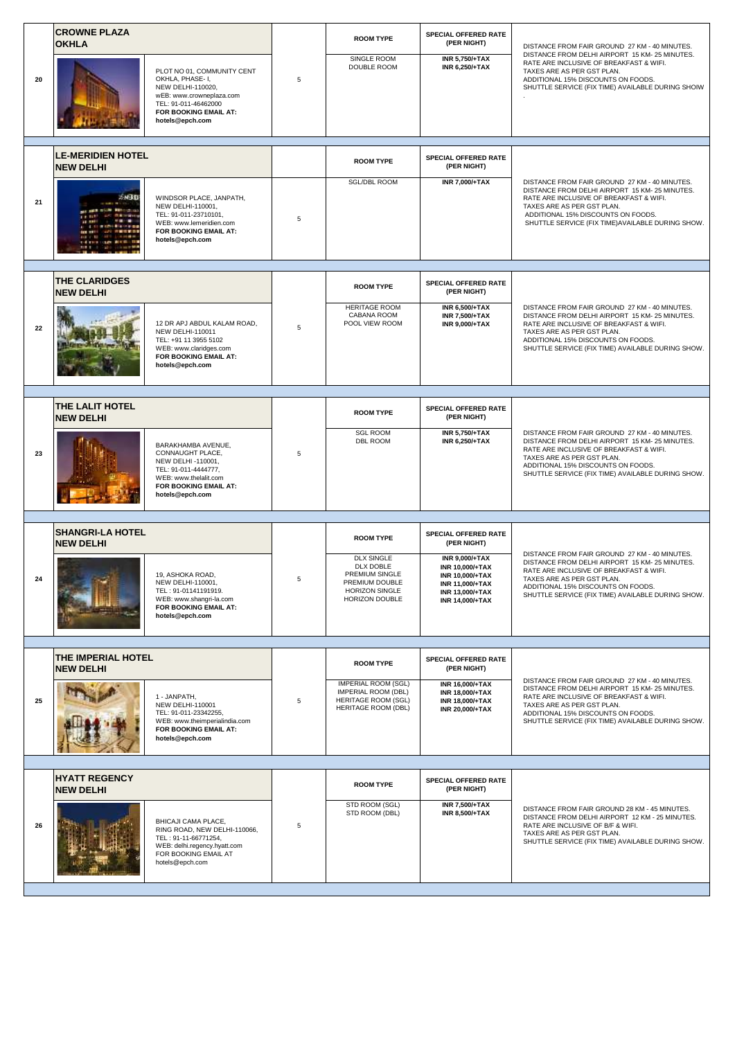| No. | Hotel | Address | Star | Room Type | Special Offered Rate (Per Night) | Details |
|---|---|---|---|---|---|---|
| 20 | **CROWNE PLAZA OKHLA** | PLOT NO 01, COMMUNITY CENT OKHLA, PHASE- I, NEW DELHI-110020, wEB: www.crowneplaza.com TEL: 91-011-46462000 **FOR BOOKING EMAIL AT: hotels@epch.com** | 5 | SINGLE ROOM<br>DOUBLE ROOM | **INR 5,750/+TAX**<br>**INR 6,250/+TAX** | DISTANCE FROM FAIR GROUND 27 KM - 40 MINUTES. DISTANCE FROM DELHI AIRPORT 15 KM- 25 MINUTES. RATE ARE INCLUSIVE OF BREAKFAST & WIFI. TAXES ARE AS PER GST PLAN. ADDITIONAL 15% DISCOUNTS ON FOODS. SHUTTLE SERVICE (FIX TIME) AVAILABLE DURING SHOIW . |
| 21 | **LE-MERIDIEN HOTEL NEW DELHI** | WINDSOR PLACE, JANPATH, NEW DELHI-110001, TEL: 91-011-23710101, WEB: www.lemeridien.com **FOR BOOKING EMAIL AT: hotels@epch.com** | 5 | SGL/DBL ROOM | **INR 7,000/+TAX** | DISTANCE FROM FAIR GROUND 27 KM - 40 MINUTES. DISTANCE FROM DELHI AIRPORT 15 KM- 25 MINUTES. RATE ARE INCLUSIVE OF BREAKFAST & WIFI. TAXES ARE AS PER GST PLAN. ADDITIONAL 15% DISCOUNTS ON FOODS. SHUTTLE SERVICE (FIX TIME)AVAILABLE DURING SHOW. |
| 22 | **THE CLARIDGES NEW DELHI** | 12 DR APJ ABDUL KALAM ROAD, NEW DELHI-110011 TEL: +91 11 3955 5102 WEB: www.claridges.com **FOR BOOKING EMAIL AT: hotels@epch.com** | 5 | HERITAGE ROOM<br>CABANA ROOM<br>POOL VIEW ROOM | **INR 6,500/+TAX**<br>**INR 7,500/+TAX**<br>**INR 9,000/+TAX** | DISTANCE FROM FAIR GROUND 27 KM - 40 MINUTES. DISTANCE FROM DELHI AIRPORT 15 KM- 25 MINUTES. RATE ARE INCLUSIVE OF BREAKFAST & WIFI. TAXES ARE AS PER GST PLAN. ADDITIONAL 15% DISCOUNTS ON FOODS. SHUTTLE SERVICE (FIX TIME) AVAILABLE DURING SHOW. |
| 23 | **THE LALIT HOTEL NEW DELHI** | BARAKHAMBA AVENUE, CONNAUGHT PLACE, NEW DELHI -110001, TEL: 91-011-4444777, WEB: www.thelalit.com **FOR BOOKING EMAIL AT: hotels@epch.com** | 5 | SGL ROOM<br>DBL ROOM | **INR 5,750/+TAX**<br>**INR 6,250/+TAX** | DISTANCE FROM FAIR GROUND 27 KM - 40 MINUTES. DISTANCE FROM DELHI AIRPORT 15 KM- 25 MINUTES. RATE ARE INCLUSIVE OF BREAKFAST & WIFI. TAXES ARE AS PER GST PLAN. ADDITIONAL 15% DISCOUNTS ON FOODS. SHUTTLE SERVICE (FIX TIME) AVAILABLE DURING SHOW. |
| 24 | **SHANGRI-LA HOTEL NEW DELHI** | 19, ASHOKA ROAD, NEW DELHI-110001, TEL : 91-01141191919. WEB: www.shangri-la.com **FOR BOOKING EMAIL AT: hotels@epch.com** | 5 | DLX SINGLE<br>DLX DOBLE<br>PREMIUM SINGLE<br>PREMIUM DOUBLE<br>HORIZON SINGLE<br>HORIZON DOUBLE | **INR 9,000/+TAX**<br>**INR 10,000/+TAX**<br>**INR 10,000/+TAX**<br>**INR 11,000/+TAX**<br>**INR 13,000/+TAX**<br>**INR 14,000/+TAX** | DISTANCE FROM FAIR GROUND 27 KM - 40 MINUTES. DISTANCE FROM DELHI AIRPORT 15 KM- 25 MINUTES. RATE ARE INCLUSIVE OF BREAKFAST & WIFI. TAXES ARE AS PER GST PLAN. ADDITIONAL 15% DISCOUNTS ON FOODS. SHUTTLE SERVICE (FIX TIME) AVAILABLE DURING SHOW. |
| 25 | **THE IMPERIAL HOTEL NEW DELHI** | 1 - JANPATH, NEW DELHI-110001 TEL: 91-011-23342255, WEB: www.theimperialindia.com **FOR BOOKING EMAIL AT: hotels@epch.com** | 5 | IMPERIAL ROOM (SGL)<br>IMPERIAL ROOM (DBL)<br>HERITAGE ROOM (SGL)<br>HERITAGE ROOM (DBL) | **INR 16,000/+TAX**<br>**INR 18,000/+TAX**<br>**INR 18,000/+TAX**<br>**INR 20,000/+TAX** | DISTANCE FROM FAIR GROUND 27 KM - 40 MINUTES. DISTANCE FROM DELHI AIRPORT 15 KM- 25 MINUTES. RATE ARE INCLUSIVE OF BREAKFAST & WIFI. TAXES ARE AS PER GST PLAN. ADDITIONAL 15% DISCOUNTS ON FOODS. SHUTTLE SERVICE (FIX TIME) AVAILABLE DURING SHOW. |
| 26 | **HYATT REGENCY NEW DELHI** | BHICAJI CAMA PLACE, RING ROAD, NEW DELHI-110066, TEL : 91-11-66771254, WEB: delhi.regency.hyatt.com FOR BOOKING EMAIL AT hotels@epch.com | 5 | STD ROOM (SGL)<br>STD ROOM (DBL) | **INR 7,500/+TAX**<br>**INR 8,500/+TAX** | DISTANCE FROM FAIR GROUND 28 KM - 45 MINUTES. DISTANCE FROM DELHI AIRPORT 12 KM - 25 MINUTES. RATE ARE INCLUSIVE OF B/F & WIFI. TAXES ARE AS PER GST PLAN. SHUTTLE SERVICE (FIX TIME) AVAILABLE DURING SHOW. |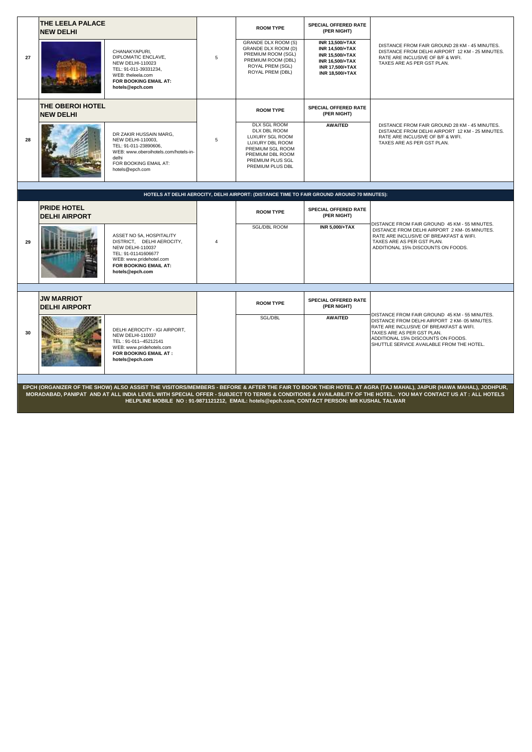| | | | | | | |
|---|---|---|---|---|---|---|
| 27 | **THE LEELA PALACE NEW DELHI** | CHANAKYAPURI, DIPLOMATIC ENCLAVE, NEW DELHI-110023 TEL: 91-011-39331234, WEB: theleela.com **FOR BOOKING EMAIL AT: hotels@epch.com** | 5 | **ROOM TYPE**<br>GRANDE DLX ROOM (S)<br>GRANDE DLX ROOM (D)<br>PREMIUM ROOM (SGL)<br>PREMIUM ROOM (DBL)<br>ROYAL PREM (SGL)<br>ROYAL PREM (DBL) | **SPECIAL OFFERED RATE (PER NIGHT)**<br>**INR 13,500/+TAX**<br>**INR 14,500/+TAX**<br>**INR 15,500/+TAX**<br>**INR 16,500/+TAX**<br>**INR 17,500/+TAX**<br>**INR 18,500/+TAX** | DISTANCE FROM FAIR GROUND 28 KM - 45 MINUTES. DISTANCE FROM DELHI AIRPORT 12 KM - 25 MINUTES. RATE ARE INCLUSIVE OF B/F & WIFI. TAXES ARE AS PER GST PLAN. |
| 28 | **THE OBEROI HOTEL NEW DELHI** | DR ZAKIR HUSSAIN MARG, NEW DELHI-110003, TEL: 91-011-23890606, WEB: www.oberoihotels.com/hotels-in-delhi FOR BOOKING EMAIL AT: hotels@epch.com | 5 | **ROOM TYPE**<br>DLX SGL ROOM<br>DLX DBL ROOM<br>LUXURY SGL ROOM<br>LUXURY DBL ROOM<br>PREMIUM SGL ROOM<br>PREMIUM DBL ROOM<br>PREMIUM PLUS SGL<br>PREMIUM PLUS DBL | **SPECIAL OFFERED RATE (PER NIGHT)**<br>**AWAITED** | DISTANCE FROM FAIR GROUND 28 KM - 45 MINUTES. DISTANCE FROM DELHI AIRPORT 12 KM - 25 MINUTES. RATE ARE INCLUSIVE OF B/F & WIFI. TAXES ARE AS PER GST PLAN. |
| | **HOTELS AT DELHI AEROCITY, DELHI AIRPORT: (DISTANCE TIME TO FAIR GROUND AROUND 70 MINUTES):** | | | | | |
| 29 | **PRIDE HOTEL DELHI AIRPORT** | ASSET NO 5A, HOSPITALITY DISTRICT, DELHI AEROCITY, NEW DELHI-110037 TEL: 91-01141606677 WEB: www.pridehotel.com **FOR BOOKING EMAIL AT: hotels@epch.com** | 4 | **ROOM TYPE**<br>SGL/DBL ROOM | **SPECIAL OFFERED RATE (PER NIGHT)**<br>**INR 5,000/+TAX** | DISTANCE FROM FAIR GROUND 45 KM - 55 MINUTES. DISTANCE FROM DELHI AIRPORT 2 KM- 05 MINUTES. RATE ARE INCLUSIVE OF BREAKFAST & WIFI. TAXES ARE AS PER GST PLAN. ADDITIONAL 15% DISCOUNTS ON FOODS. |
| 30 | **JW MARRIOT DELHI AIRPORT** | DELHI AEROCITY - IGI AIRPORT, NEW DELHI-110037 TEL : 91-011--45212141 WEB: www.pridehotels.com **FOR BOOKING EMAIL AT : hotels@epch.com** | | **ROOM TYPE**<br>SGL/DBL | **SPECIAL OFFERED RATE (PER NIGHT)**<br>**AWAITED** | DISTANCE FROM FAIR GROUND 45 KM - 55 MINUTES. DISTANCE FROM DELHI AIRPORT 2 KM- 05 MINUTES. RATE ARE INCLUSIVE OF BREAKFAST & WIFI. TAXES ARE AS PER GST PLAN. ADDITIONAL 15% DISCOUNTS ON FOODS. SHUTTLE SERVICE AVAILABLE FROM THE HOTEL. |

**EPCH (ORGANIZER OF THE SHOW) ALSO ASSIST THE VISITORS/MEMBERS - BEFORE & AFTER THE FAIR TO BOOK THEIR HOTEL AT AGRA (TAJ MAHAL), JAIPUR (HAWA MAHAL), JODHPUR, MORADABAD, PANIPAT AND AT ALL INDIA LEVEL WITH SPECIAL OFFER - SUBJECT TO TERMS & CONDITIONS & AVAILABILITY OF THE HOTEL. YOU MAY CONTACT US AT : ALL HOTELS HELPLINE MOBILE NO : 91-9871121212, EMAIL: hotels@epch.com, CONTACT PERSON: MR KUSHAL TALWAR**